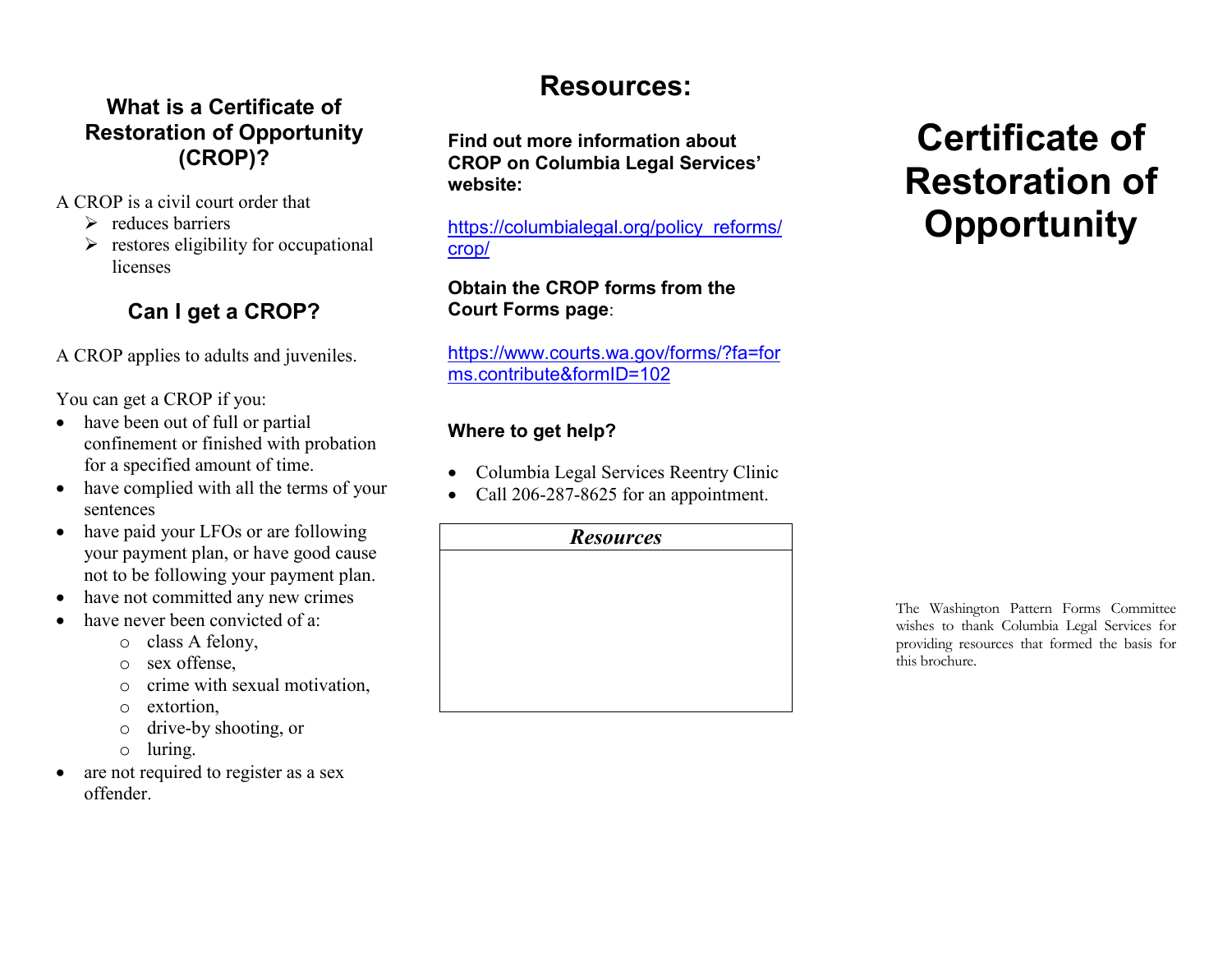## What is a Certificate of Restoration of Opportunity (CROP)?

A CROP is a civil court order that

- reduces barriers
- restores eligibility for occupational licenses

## Can I get a CROP?

A CROP applies to adults and juveniles.

You can get a CROP if you:

- have been out of full or partial confinement or finished with probation for a specified amount of time.
- have complied with all the terms of your sentences
- have paid your LFOs or are following your payment plan, or have good cause not to be following your payment plan.
- have not committed any new crimes
- have never been convicted of a:
  - class A felony,
  - sex offense,
  - crime with sexual motivation,
  - extortion,
  - drive-by shooting, or
  - luring.
- are not required to register as a sex offender.

# Resources:

**Find out more information about CROP on Columbia Legal Services' website:**

https://columbialegal.org/policy_reforms/crop/

**Obtain the CROP forms from the Court Forms page**:

https://www.courts.wa.gov/forms/?fa=forms.contribute&formID=102

**Where to get help?**

- Columbia Legal Services Reentry Clinic
- Call 206-287-8625 for an appointment.

| *Resources* |
| --- |
| |

# Certificate of Restoration of Opportunity

The Washington Pattern Forms Committee wishes to thank Columbia Legal Services for providing resources that formed the basis for this brochure.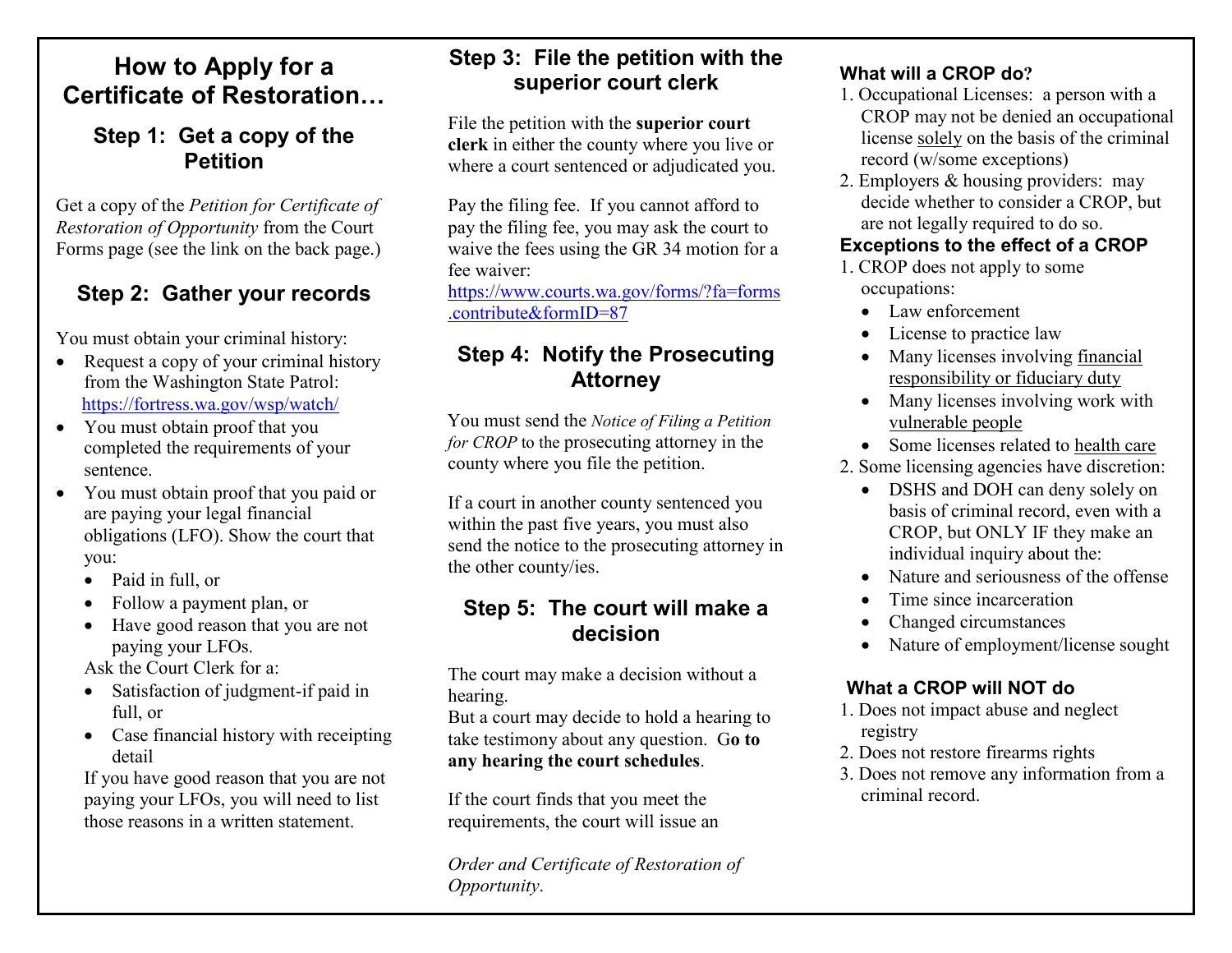# How to Apply for a Certificate of Restoration…

## Step 1: Get a copy of the Petition

Get a copy of the *Petition for Certificate of Restoration of Opportunity* from the Court Forms page (see the link on the back page.)

## Step 2: Gather your records

You must obtain your criminal history:

- Request a copy of your criminal history from the Washington State Patrol: https://fortress.wa.gov/wsp/watch/
- You must obtain proof that you completed the requirements of your sentence.
- You must obtain proof that you paid or are paying your legal financial obligations (LFO). Show the court that you:
  - Paid in full, or
  - Follow a payment plan, or
  - Have good reason that you are not paying your LFOs.

  Ask the Court Clerk for a:
  - Satisfaction of judgment-if paid in full, or
  - Case financial history with receipting detail

  If you have good reason that you are not paying your LFOs, you will need to list those reasons in a written statement.

## Step 3: File the petition with the superior court clerk

File the petition with the **superior court clerk** in either the county where you live or where a court sentenced or adjudicated you.

Pay the filing fee. If you cannot afford to pay the filing fee, you may ask the court to waive the fees using the GR 34 motion for a fee waiver: https://www.courts.wa.gov/forms/?fa=forms.contribute&formID=87

## Step 4: Notify the Prosecuting Attorney

You must send the *Notice of Filing a Petition for CROP* to the prosecuting attorney in the county where you file the petition.

If a court in another county sentenced you within the past five years, you must also send the notice to the prosecuting attorney in the other county/ies.

## Step 5: The court will make a decision

The court may make a decision without a hearing.
But a court may decide to hold a hearing to take testimony about any question. **Go to any hearing the court schedules**.

If the court finds that you meet the requirements, the court will issue an

*Order and Certificate of Restoration of Opportunity*.

### What will a CROP do?

1. Occupational Licenses: a person with a CROP may not be denied an occupational license solely on the basis of the criminal record (w/some exceptions)
2. Employers & housing providers: may decide whether to consider a CROP, but are not legally required to do so.

### Exceptions to the effect of a CROP

1. CROP does not apply to some occupations:
   - Law enforcement
   - License to practice law
   - Many licenses involving financial responsibility or fiduciary duty
   - Many licenses involving work with vulnerable people
   - Some licenses related to health care
2. Some licensing agencies have discretion:
   - DSHS and DOH can deny solely on basis of criminal record, even with a CROP, but ONLY IF they make an individual inquiry about the:
   - Nature and seriousness of the offense
   - Time since incarceration
   - Changed circumstances
   - Nature of employment/license sought

### What a CROP will NOT do

1. Does not impact abuse and neglect registry
2. Does not restore firearms rights
3. Does not remove any information from a criminal record.